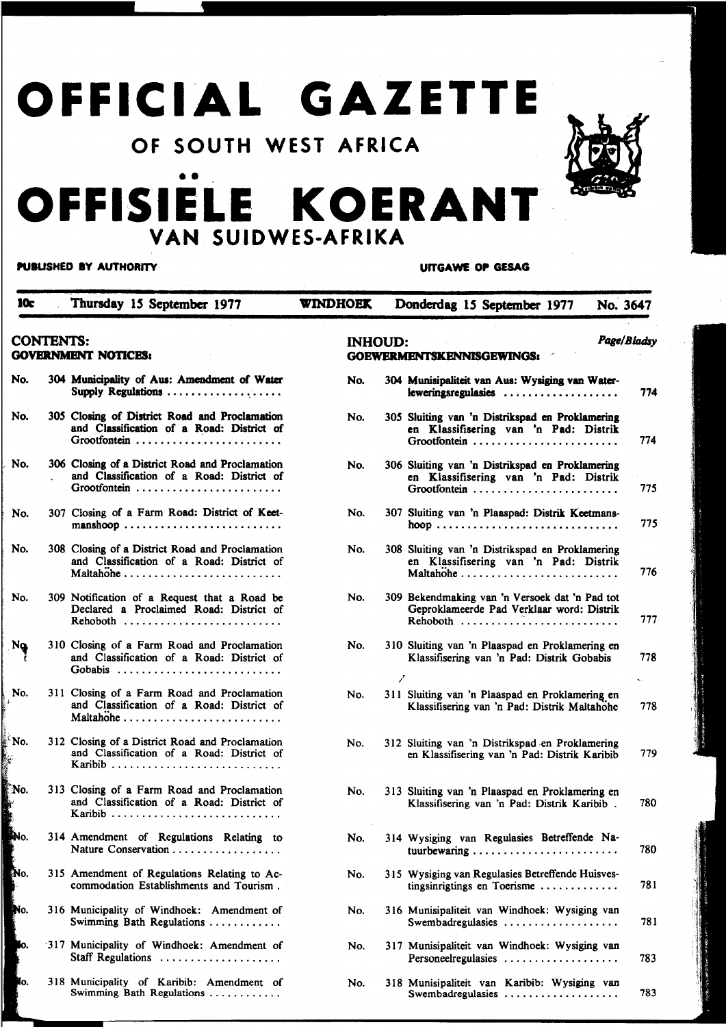# OFFICIAL GAZETTE

## OF SOUTH WEST AFRICA

# OFFISIËLE KOERANT

## VAN SUIDWES-AFRIKA

**PUBLISHED BY AUTHORITY** — **UITGAWE OP GESAG**

**10c** — Thursday 15 September 1977 — **WINDHOEK** — Donderdag 15 September 1977 — **No. 3647**

**CONTENTS:**

**GOVERNMENT NOTICES:**

No. 304 Municipality of Aus: Amendment of Water Supply Regulations

No. 305 Closing of District Road and Proclamation and Classification of a Road: District of Grootfontein

No. 306 Closing of a District Road and Proclamation and Classification of a Road: District of Grootfontein

No. 307 Closing of a Farm Road: District of Keetmanshoop

No. 308 Closing of a District Road and Proclamation and Classification of a Road: District of Maltahöhe

No. 309 Notification of a Request that a Road be Declared a Proclaimed Road: District of Rehoboth

No. 310 Closing of a Farm Road and Proclamation and Classification of a Road: District of Gobabis

No. 311 Closing of a Farm Road and Proclamation and Classification of a Road: District of Maltahöhe

No. 312 Closing of a District Road and Proclamation and Classification of a Road: District of Karibib

No. 313 Closing of a Farm Road and Proclamation and Classification of a Road: District of Karibib

No. 314 Amendment of Regulations Relating to Nature Conservation

No. 315 Amendment of Regulations Relating to Accommodation Establishments and Tourism

No. 316 Municipality of Windhoek: Amendment of Swimming Bath Regulations

No. 317 Municipality of Windhoek: Amendment of Staff Regulations

No. 318 Municipality of Karibib: Amendment of Swimming Bath Regulations

**INHOUD:**

**GOEWERMENTSKENNISGEWINGS:**

| | | *Page/Bladsy* |
|---|---|---|
| No. | 304 Munisipaliteit van Aus: Wysiging van Waterleweringsregulasies | 774 |
| No. | 305 Sluiting van 'n Distrikspad en Proklamering en Klassifisering van 'n Pad: Distrik Grootfontein | 774 |
| No. | 306 Sluiting van 'n Distrikspad en Proklamering en Klassifisering van 'n Pad: Distrik Grootfontein | 775 |
| No. | 307 Sluiting van 'n Plaaspad: Distrik Keetmanshoop | 775 |
| No. | 308 Sluiting van 'n Distrikspad en Proklamering en Klassifisering van 'n Pad: Distrik Maltahöhe | 776 |
| No. | 309 Bekendmaking van 'n Versoek dat 'n Pad tot Geproklameerde Pad Verklaar word: Distrik Rehoboth | 777 |
| No. | 310 Sluiting van 'n Plaaspad en Proklamering en Klassifisering van 'n Pad: Distrik Gobabis | 778 |
| No. | 311 Sluiting van 'n Plaaspad en Proklamering en Klassifisering van 'n Pad: Distrik Maltahöhe | 778 |
| No. | 312 Sluiting van 'n Distrikspad en Proklamering en Klassifisering van 'n Pad: Distrik Karibib | 779 |
| No. | 313 Sluiting van 'n Plaaspad en Proklamering en Klassifisering van 'n Pad: Distrik Karibib | 780 |
| No. | 314 Wysiging van Regulasies Betreffende Natuurbewaring | 780 |
| No. | 315 Wysiging van Regulasies Betreffende Huisvestingsinrigtings en Toerisme | 781 |
| No. | 316 Munisipaliteit van Windhoek: Wysiging van Swembadregulasies | 781 |
| No. | 317 Munisipaliteit van Windhoek: Wysiging van Personeelregulasies | 783 |
| No. | 318 Munisipaliteit van Karibib: Wysiging van Swembadregulasies | 783 |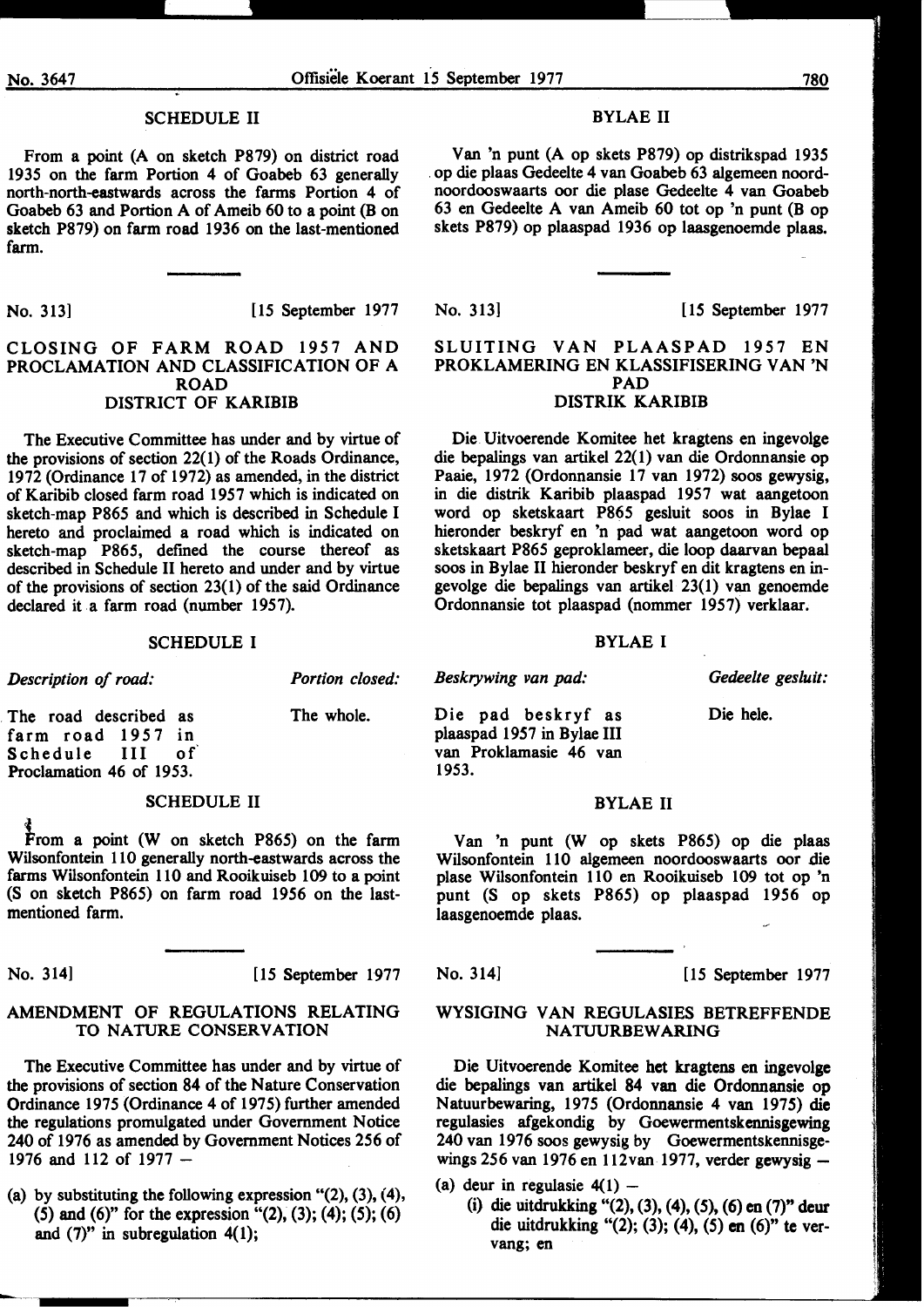## SCHEDULE II

From a point (A on sketch P879) on district road 1935 on the farm Portion 4 of Goabeb 63 generally north-north-eastwards across the farms Portion 4 of Goabeb 63 and Portion A of Ameib 60 to a point (B on sketch P879) on farm road 1936 on the last-mentioned farm.

No. 313] [15 September 1977

## CLOSING OF FARM ROAD 1957 AND PROCLAMATION AND CLASSIFICATION OF A ROAD DISTRICT OF KARIBIB

The Executive Committee has under and by virtue of the provisions of section 22(1) of the Roads Ordinance, 1972 (Ordinance 17 of 1972) as amended, in the district of Karibib closed farm road 1957 which is indicated on sketch-map P865 and which is described in Schedule I hereto and proclaimed a road which is indicated on sketch-map P865, defined the course thereof as described in Schedule II hereto and under and by virtue of the provisions of section 23(1) of the said Ordinance declared it a farm road (number 1957).

## SCHEDULE I

| *Description of road:* | *Portion closed:* |
|---|---|
| The road described as farm road 1957 in Schedule III of Proclamation 46 of 1953. | The whole. |

## SCHEDULE II

From a point (W on sketch P865) on the farm Wilsonfontein 110 generally north-eastwards across the farms Wilsonfontein 110 and Rooikuiseb 109 to a point (S on sketch P865) on farm road 1956 on the last-mentioned farm.

No. 314] [15 September 1977

## AMENDMENT OF REGULATIONS RELATING TO NATURE CONSERVATION

The Executive Committee has under and by virtue of the provisions of section 84 of the Nature Conservation Ordinance 1975 (Ordinance 4 of 1975) further amended the regulations promulgated under Government Notice 240 of 1976 as amended by Government Notices 256 of 1976 and 112 of 1977 —

(a) by substituting the following expression "(2), (3), (4), (5) and (6)" for the expression "(2), (3); (4); (5); (6) and (7)" in subregulation 4(1);

## BYLAE II

Van 'n punt (A op skets P879) op distrikspad 1935 op die plaas Gedeelte 4 van Goabeb 63 algemeen noord-noordooswaarts oor die plase Gedeelte 4 van Goabeb 63 en Gedeelte A van Ameib 60 tot op 'n punt (B op skets P879) op plaaspad 1936 op laasgenoemde plaas.

No. 313] [15 September 1977

## SLUITING VAN PLAASPAD 1957 EN PROKLAMERING EN KLASSIFISERING VAN 'N PAD DISTRIK KARIBIB

Die Uitvoerende Komitee het kragtens en ingevolge die bepalings van artikel 22(1) van die Ordonnansie op Paaie, 1972 (Ordonnansie 17 van 1972) soos gewysig, in die distrik Karibib plaaspad 1957 wat aangetoon word op sketskaart P865 gesluit soos in Bylae I hieronder beskryf en 'n pad wat aangetoon word op sketskaart P865 geproklameer, die loop daarvan bepaal soos in Bylae II hieronder beskryf en dit kragtens en ingevolge die bepalings van artikel 23(1) van genoemde Ordonnansie tot plaaspad (nommer 1957) verklaar.

## BYLAE I

| *Beskrywing van pad:* | *Gedeelte gesluit:* |
|---|---|
| Die pad beskryf as plaaspad 1957 in Bylae III van Proklamasie 46 van 1953. | Die hele. |

## BYLAE II

Van 'n punt (W op skets P865) op die plaas Wilsonfontein 110 algemeen noordooswaarts oor die plase Wilsonfontein 110 en Rooikuiseb 109 tot op 'n punt (S op skets P865) op plaaspad 1956 op laasgenoemde plaas.

No. 314] [15 September 1977

## WYSIGING VAN REGULASIES BETREFFENDE NATUURBEWARING

Die Uitvoerende Komitee het kragtens en ingevolge die bepalings van artikel 84 van die Ordonnansie op Natuurbewaring, 1975 (Ordonnansie 4 van 1975) die regulasies afgekondig by Goewermentskennisgewing 240 van 1976 soos gewysig by Goewermentskennisgewings 256 van 1976 en 112van 1977, verder gewysig —

(a) deur in regulasie 4(1) —

(i) die uitdrukking "(2), (3), (4), (5), (6) en (7)" deur die uitdrukking "(2); (3); (4), (5) en (6)" te vervang; en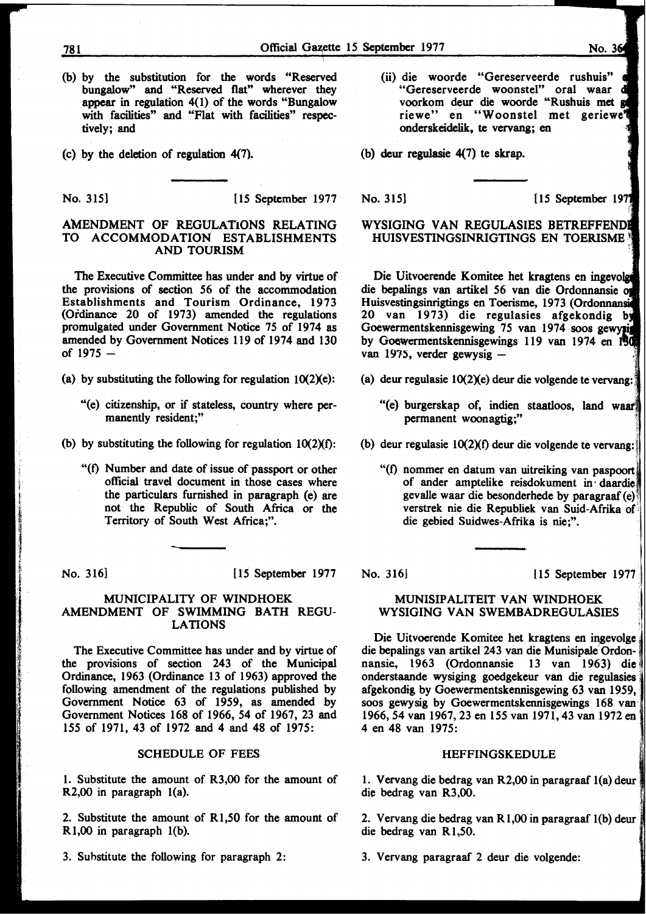(b) by the substitution for the words "Reserved bungalow" and "Reserved flat" wherever they appear in regulation 4(1) of the words "Bungalow with facilities" and "Flat with facilities" respectively; and

(c) by the deletion of regulation 4(7).

No. 315] [15 September 1977

## AMENDMENT OF REGULATIONS RELATING TO ACCOMMODATION ESTABLISHMENTS AND TOURISM

The Executive Committee has under and by virtue of the provisions of section 56 of the accommodation Establishments and Tourism Ordinance, 1973 (Ordinance 20 of 1973) amended the regulations promulgated under Government Notice 75 of 1974 as amended by Government Notices 119 of 1974 and 130 of 1975 –

(a) by substituting the following for regulation 10(2)(e):

"(e) citizenship, or if stateless, country where permanently resident;"

(b) by substituting the following for regulation 10(2)(f):

"(f) Number and date of issue of passport or other official travel document in those cases where the particulars furnished in paragraph (e) are not the Republic of South Africa or the Territory of South West Africa;".

No. 316] [15 September 1977

## MUNICIPALITY OF WINDHOEK AMENDMENT OF SWIMMING BATH REGULATIONS

The Executive Committee has under and by virtue of the provisions of section 243 of the Municipal Ordinance, 1963 (Ordinance 13 of 1963) approved the following amendment of the regulations published by Government Notice 63 of 1959, as amended by Government Notices 168 of 1966, 54 of 1967, 23 and 155 of 1971, 43 of 1972 and 4 and 48 of 1975:

### SCHEDULE OF FEES

1. Substitute the amount of R3,00 for the amount of R2,00 in paragraph 1(a).

2. Substitute the amount of R1,50 for the amount of R1,00 in paragraph 1(b).

3. Substitute the following for paragraph 2:

(ii) die woorde "Gereserveerde rushuis" en "Gereserveerde woonstel" oral waar dit voorkom deur die woorde "Rushuis met geriewe" en "Woonstel met geriewe" onderskeidelik, te vervang; en

(b) deur regulasie 4(7) te skrap.

No. 315] [15 September 1977

## WYSIGING VAN REGULASIES BETREFFENDE HUISVESTINGSINRIGTINGS EN TOERISME

Die Uitvoerende Komitee het kragtens en ingevolge die bepalings van artikel 56 van die Ordonnansie op Huisvestingsinrigtings en Toerisme, 1973 (Ordonnansie 20 van 1973) die regulasies afgekondig by Goewermentskennisgewing 75 van 1974 soos gewysig by Goewermentskennisgewings 119 van 1974 en 130 van 1975, verder gewysig –

(a) deur regulasie 10(2)(e) deur die volgende te vervang:

"(e) burgerskap of, indien staatloos, land waar permanent woonagtig;"

(b) deur regulasie 10(2)(f) deur die volgende te vervang:

"(f) nommer en datum van uitreiking van paspoort of ander amptelike reisdokument in daardie gevalle waar die besonderhede by paragraaf (e) verstrek nie die Republiek van Suid-Afrika of die gebied Suidwes-Afrika is nie;".

No. 316] [15 September 1977

## MUNISIPALITEIT VAN WINDHOEK WYSIGING VAN SWEMBADREGULASIES

Die Uitvoerende Komitee het kragtens en ingevolge die bepalings van artikel 243 van die Munisipale Ordonnansie, 1963 (Ordonnansie 13 van 1963) die onderstaande wysiging goedgekeur van die regulasies afgekondig by Goewermentskennisgewing 63 van 1959, soos gewysig by Goewermentskennisgewings 168 van 1966, 54 van 1967, 23 en 155 van 1971, 43 van 1972 en 4 en 48 van 1975:

### HEFFINGSKEDULE

1. Vervang die bedrag van R2,00 in paragraaf 1(a) deur die bedrag van R3,00.

2. Vervang die bedrag van R1,00 in paragraaf 1(b) deur die bedrag van R1,50.

3. Vervang paragraaf 2 deur die volgende: